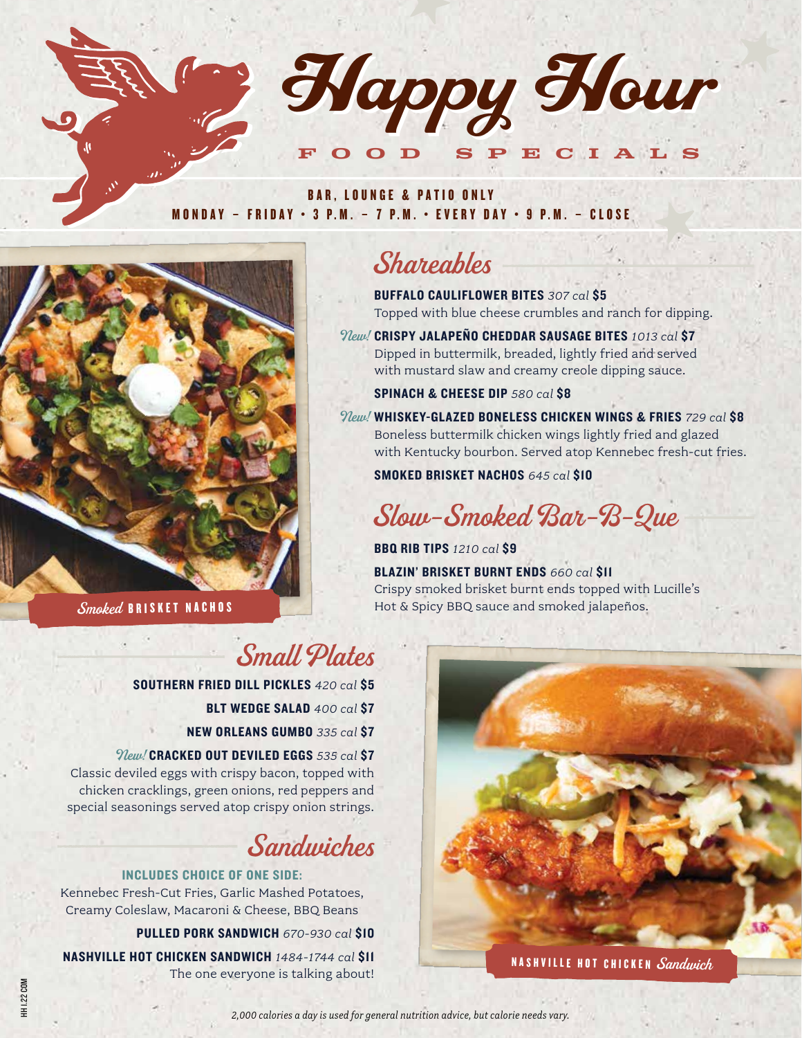# Happy Hour

## FOOD SPECIALS

**BAR, LOUNGE & PATIO ONLY**
**MONDAY – FRIDAY • 3 P.M. – 7 P.M. • EVERY DAY • 9 P.M. – CLOSE**

*Smoked* BRISKET NACHOS

## Shareables

**BUFFALO CAULIFLOWER BITES** *307 cal* **$5**
Topped with blue cheese crumbles and ranch for dipping.

*New!* **CRISPY JALAPEÑO CHEDDAR SAUSAGE BITES** *1013 cal* **$7**
Dipped in buttermilk, breaded, lightly fried and served with mustard slaw and creamy creole dipping sauce.

**SPINACH & CHEESE DIP** *580 cal* **$8**

*New!* **WHISKEY-GLAZED BONELESS CHICKEN WINGS & FRIES** *729 cal* **$8**
Boneless buttermilk chicken wings lightly fried and glazed with Kentucky bourbon. Served atop Kennebec fresh-cut fries.

**SMOKED BRISKET NACHOS** *645 cal* **$10**

## Slow-Smoked Bar-B-Que

**BBQ RIB TIPS** *1210 cal* **$9**

**BLAZIN' BRISKET BURNT ENDS** *660 cal* **$11**
Crispy smoked brisket burnt ends topped with Lucille's Hot & Spicy BBQ sauce and smoked jalapeños.

## Small Plates

**SOUTHERN FRIED DILL PICKLES** *420 cal* **$5**

**BLT WEDGE SALAD** *400 cal* **$7**

**NEW ORLEANS GUMBO** *335 cal* **$7**

*New!* **CRACKED OUT DEVILED EGGS** *535 cal* **$7**
Classic deviled eggs with crispy bacon, topped with chicken cracklings, green onions, red peppers and special seasonings served atop crispy onion strings.

## Sandwiches

**INCLUDES CHOICE OF ONE SIDE:**
Kennebec Fresh-Cut Fries, Garlic Mashed Potatoes, Creamy Coleslaw, Macaroni & Cheese, BBQ Beans

**PULLED PORK SANDWICH** *670-930 cal* **$10**

**NASHVILLE HOT CHICKEN SANDWICH** *1484-1744 cal* **$11**
The one everyone is talking about!

NASHVILLE HOT CHICKEN *Sandwich*

HH 1.22 COM

*2,000 calories a day is used for general nutrition advice, but calorie needs vary.*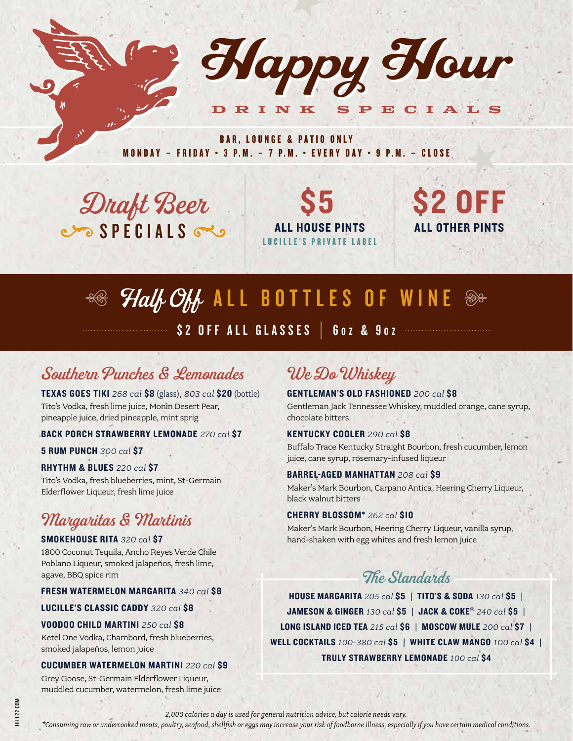# Happy Hour

## DRINK SPECIALS

**BAR, LOUNGE & PATIO ONLY**
**MONDAY – FRIDAY • 3 P.M. – 7 P.M. • EVERY DAY • 9 P.M. – CLOSE**

## Draft Beer SPECIALS

**$5** ALL HOUSE PINTS
LUCILLE'S PRIVATE LABEL

**$2 OFF** ALL OTHER PINTS

## Half Off ALL BOTTLES OF WINE

**$2 OFF ALL GLASSES | 6oz & 9oz**

## Southern Punches & Lemonades

**TEXAS GOES TIKI** *268 cal* **$8** (glass), *803 cal* **$20** (bottle)
Tito's Vodka, fresh lime juice, Monin Desert Pear, pineapple juice, dried pineapple, mint sprig

**BACK PORCH STRAWBERRY LEMONADE** *270 cal* **$7**

**5 RUM PUNCH** *300 cal* **$7**

**RHYTHM & BLUES** *220 cal* **$7**
Tito's Vodka, fresh blueberries, mint, St-Germain Elderflower Liqueur, fresh lime juice

## Margaritas & Martinis

**SMOKEHOUSE RITA** *320 cal* **$7**
1800 Coconut Tequila, Ancho Reyes Verde Chile Poblano Liqueur, smoked jalapeños, fresh lime, agave, BBQ spice rim

**FRESH WATERMELON MARGARITA** *340 cal* **$8**

**LUCILLE'S CLASSIC CADDY** *320 cal* **$8**

**VOODOO CHILD MARTINI** *250 cal* **$8**
Ketel One Vodka, Chambord, fresh blueberries, smoked jalapeños, lemon juice

**CUCUMBER WATERMELON MARTINI** *220 cal* **$9**
Grey Goose, St-Germain Elderflower Liqueur, muddled cucumber, watermelon, fresh lime juice

## We Do Whiskey

**GENTLEMAN'S OLD FASHIONED** *200 cal* **$8**
Gentleman Jack Tennessee Whiskey, muddled orange, cane syrup, chocolate bitters

**KENTUCKY COOLER** *290 cal* **$8**
Buffalo Trace Kentucky Straight Bourbon, fresh cucumber, lemon juice, cane syrup, rosemary-infused liqueur

**BARREL-AGED MANHATTAN** *208 cal* **$9**
Maker's Mark Bourbon, Carpano Antica, Heering Cherry Liqueur, black walnut bitters

**CHERRY BLOSSOM*** *262 cal* **$10**
Maker's Mark Bourbon, Heering Cherry Liqueur, vanilla syrup, hand-shaken with egg whites and fresh lemon juice

## The Standards

**HOUSE MARGARITA** *205 cal* **$5** | **TITO'S & SODA** *130 cal* **$5** | **JAMESON & GINGER** *130 cal* **$5** | **JACK & COKE®** *240 cal* **$5** | **LONG ISLAND ICED TEA** *215 cal* **$6** | **MOSCOW MULE** *200 cal* **$7** | **WELL COCKTAILS** *100-380 cal* **$5** | **WHITE CLAW MANGO** *100 cal* **$4** | **TRULY STRAWBERRY LEMONADE** *100 cal* **$4**

*2,000 calories a day is used for general nutrition advice, but calorie needs vary.*

**Consuming raw or undercooked meats, poultry, seafood, shellfish or eggs may increase your risk of foodborne illness, especially if you have certain medical conditions.*

HH 1.22 COM